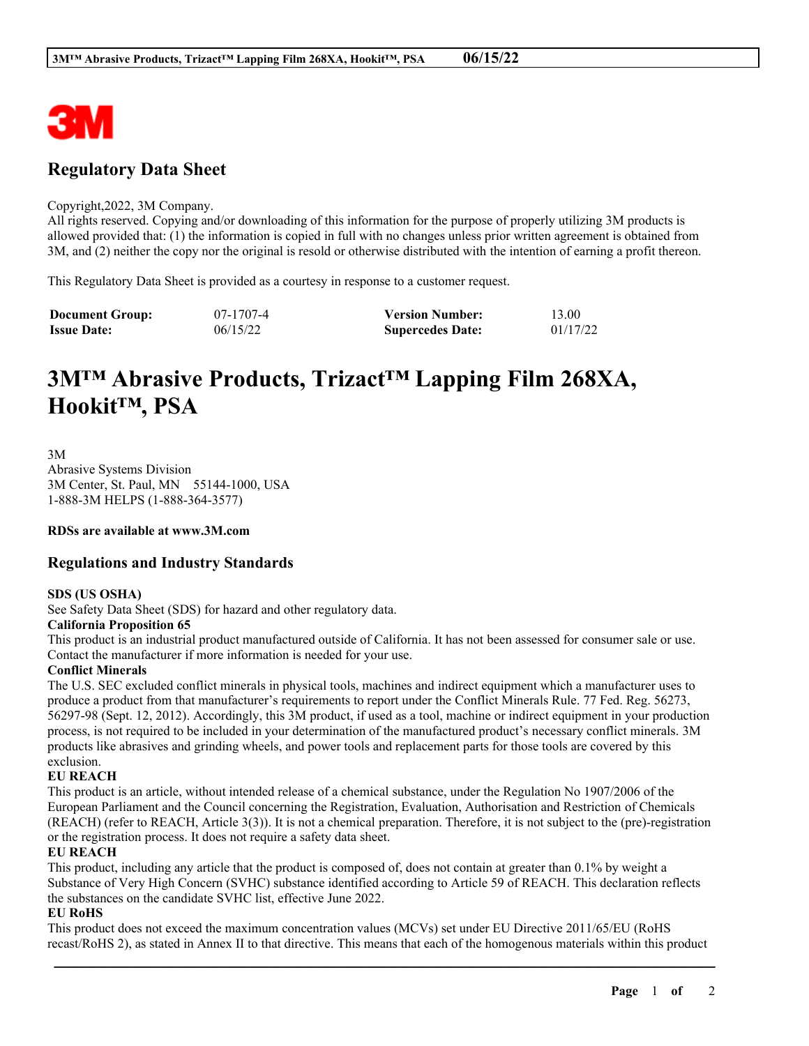3M

## Regulatory Data Sheet

Copyright,2022, 3M Company.
All rights reserved. Copying and/or downloading of this information for the purpose of properly utilizing 3M products is allowed provided that: (1) the information is copied in full with no changes unless prior written agreement is obtained from 3M, and (2) neither the copy nor the original is resold or otherwise distributed with the intention of earning a profit thereon.

This Regulatory Data Sheet is provided as a courtesy in response to a customer request.

| **Document Group:** | 07-1707-4 | **Version Number:** | 13.00 |
|---|---|---|---|
| **Issue Date:** | 06/15/22 | **Supercedes Date:** | 01/17/22 |

# 3M™ Abrasive Products, Trizact™ Lapping Film 268XA, Hookit™, PSA

3M
Abrasive Systems Division
3M Center, St. Paul, MN 55144-1000, USA
1-888-3M HELPS (1-888-364-3577)

**RDSs are available at www.3M.com**

## Regulations and Industry Standards

**SDS (US OSHA)**
See Safety Data Sheet (SDS) for hazard and other regulatory data.

**California Proposition 65**
This product is an industrial product manufactured outside of California. It has not been assessed for consumer sale or use. Contact the manufacturer if more information is needed for your use.

**Conflict Minerals**
The U.S. SEC excluded conflict minerals in physical tools, machines and indirect equipment which a manufacturer uses to produce a product from that manufacturer's requirements to report under the Conflict Minerals Rule. 77 Fed. Reg. 56273, 56297-98 (Sept. 12, 2012). Accordingly, this 3M product, if used as a tool, machine or indirect equipment in your production process, is not required to be included in your determination of the manufactured product's necessary conflict minerals. 3M products like abrasives and grinding wheels, and power tools and replacement parts for those tools are covered by this exclusion.

**EU REACH**
This product is an article, without intended release of a chemical substance, under the Regulation No 1907/2006 of the European Parliament and the Council concerning the Registration, Evaluation, Authorisation and Restriction of Chemicals (REACH) (refer to REACH, Article 3(3)). It is not a chemical preparation. Therefore, it is not subject to the (pre)-registration or the registration process. It does not require a safety data sheet.

**EU REACH**
This product, including any article that the product is composed of, does not contain at greater than 0.1% by weight a Substance of Very High Concern (SVHC) substance identified according to Article 59 of REACH. This declaration reflects the substances on the candidate SVHC list, effective June 2022.

**EU RoHS**
This product does not exceed the maximum concentration values (MCVs) set under EU Directive 2011/65/EU (RoHS recast/RoHS 2), as stated in Annex II to that directive. This means that each of the homogenous materials within this product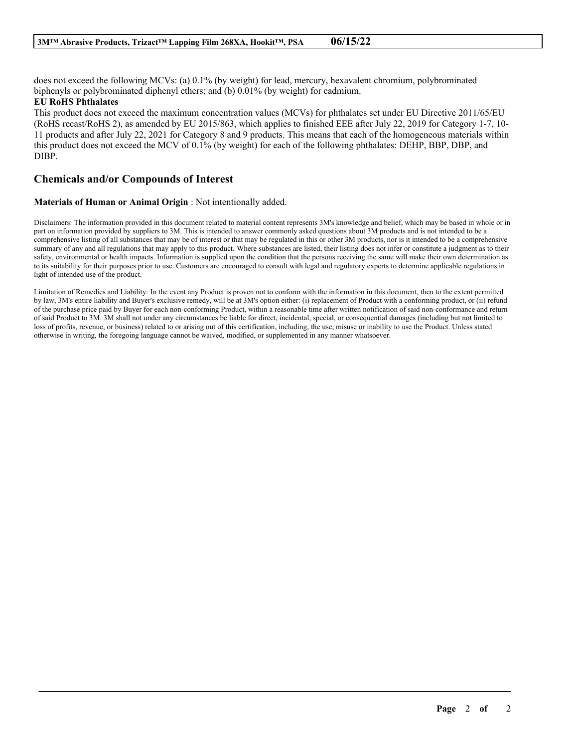does not exceed the following MCVs: (a) 0.1% (by weight) for lead, mercury, hexavalent chromium, polybrominated biphenyls or polybrominated diphenyl ethers; and (b) 0.01% (by weight) for cadmium.

**EU RoHS Phthalates**

This product does not exceed the maximum concentration values (MCVs) for phthalates set under EU Directive 2011/65/EU (RoHS recast/RoHS 2), as amended by EU 2015/863, which applies to finished EEE after July 22, 2019 for Category 1-7, 10-11 products and after July 22, 2021 for Category 8 and 9 products. This means that each of the homogeneous materials within this product does not exceed the MCV of 0.1% (by weight) for each of the following phthalates: DEHP, BBP, DBP, and DIBP.

## Chemicals and/or Compounds of Interest

**Materials of Human or Animal Origin** : Not intentionally added.

Disclaimers: The information provided in this document related to material content represents 3M's knowledge and belief, which may be based in whole or in part on information provided by suppliers to 3M. This is intended to answer commonly asked questions about 3M products and is not intended to be a comprehensive listing of all substances that may be of interest or that may be regulated in this or other 3M products, nor is it intended to be a comprehensive summary of any and all regulations that may apply to this product. Where substances are listed, their listing does not infer or constitute a judgment as to their safety, environmental or health impacts. Information is supplied upon the condition that the persons receiving the same will make their own determination as to its suitability for their purposes prior to use. Customers are encouraged to consult with legal and regulatory experts to determine applicable regulations in light of intended use of the product.

Limitation of Remedies and Liability: In the event any Product is proven not to conform with the information in this document, then to the extent permitted by law, 3M's entire liability and Buyer's exclusive remedy, will be at 3M's option either: (i) replacement of Product with a conforming product, or (ii) refund of the purchase price paid by Buyer for each non-conforming Product, within a reasonable time after written notification of said non-conformance and return of said Product to 3M. 3M shall not under any circumstances be liable for direct, incidental, special, or consequential damages (including but not limited to loss of profits, revenue, or business) related to or arising out of this certification, including, the use, misuse or inability to use the Product. Unless stated otherwise in writing, the foregoing language cannot be waived, modified, or supplemented in any manner whatsoever.